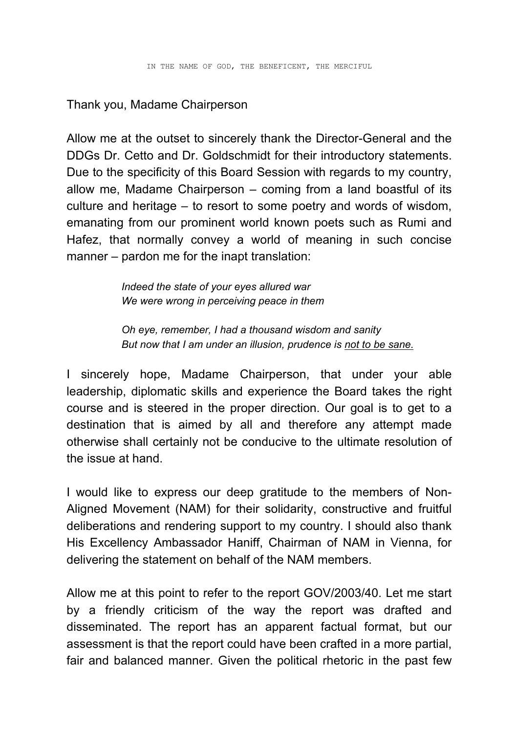IN THE NAME OF GOD, THE BENEFICENT, THE MERCIFUL

Thank you, Madame Chairperson

Allow me at the outset to sincerely thank the Director-General and the DDGs Dr. Cetto and Dr. Goldschmidt for their introductory statements. Due to the specificity of this Board Session with regards to my country, allow me, Madame Chairperson – coming from a land boastful of its culture and heritage – to resort to some poetry and words of wisdom, emanating from our prominent world known poets such as Rumi and Hafez, that normally convey a world of meaning in such concise manner – pardon me for the inapt translation:

> *Indeed the state of your eyes allured war*
> *We were wrong in perceiving peace in them*
>
> *Oh eye, remember, I had a thousand wisdom and sanity*
> *But now that I am under an illusion, prudence is <u>not to be sane</u>.*

I sincerely hope, Madame Chairperson, that under your able leadership, diplomatic skills and experience the Board takes the right course and is steered in the proper direction. Our goal is to get to a destination that is aimed by all and therefore any attempt made otherwise shall certainly not be conducive to the ultimate resolution of the issue at hand.

I would like to express our deep gratitude to the members of Non-Aligned Movement (NAM) for their solidarity, constructive and fruitful deliberations and rendering support to my country. I should also thank His Excellency Ambassador Haniff, Chairman of NAM in Vienna, for delivering the statement on behalf of the NAM members.

Allow me at this point to refer to the report GOV/2003/40. Let me start by a friendly criticism of the way the report was drafted and disseminated. The report has an apparent factual format, but our assessment is that the report could have been crafted in a more partial, fair and balanced manner. Given the political rhetoric in the past few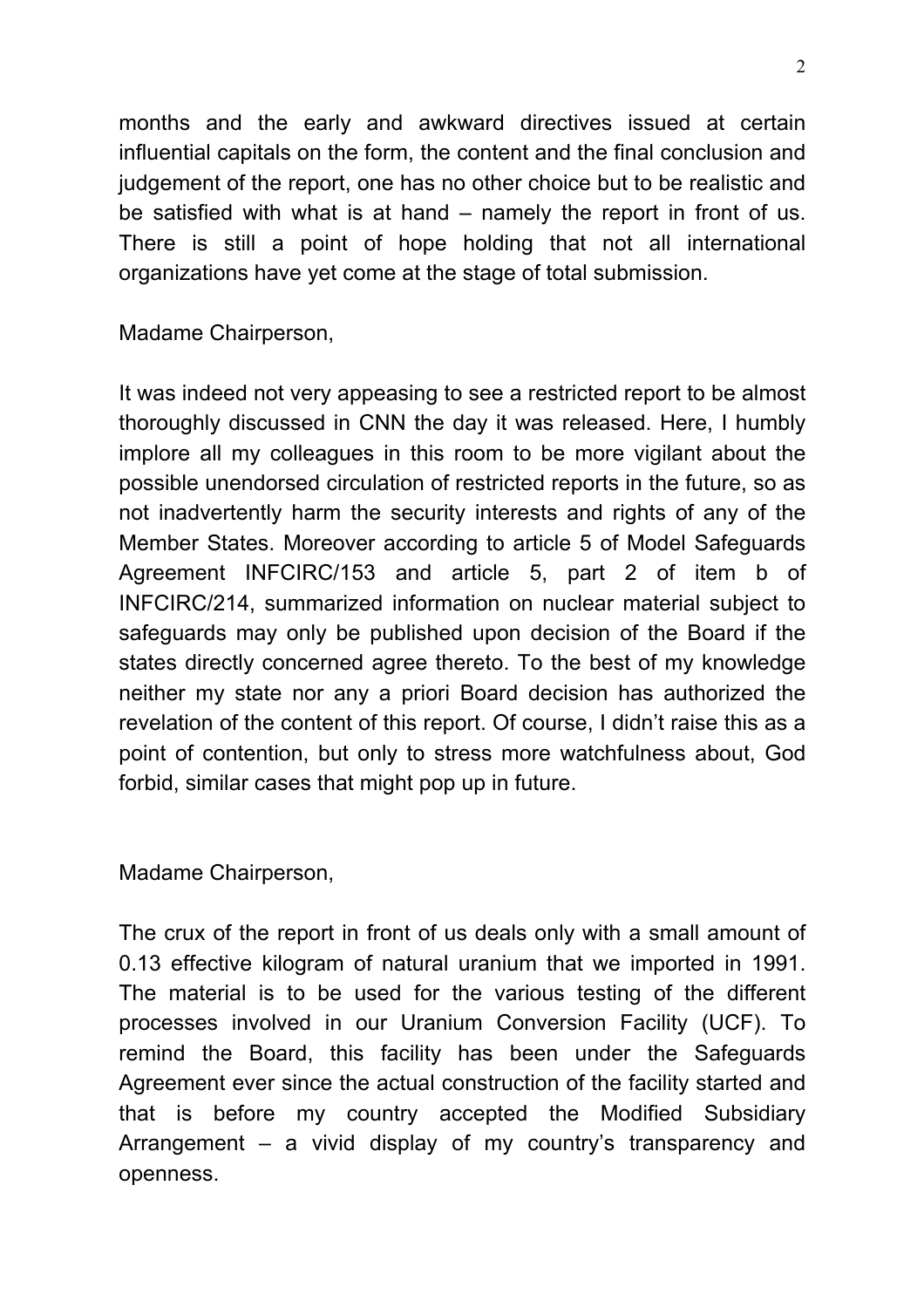months and the early and awkward directives issued at certain influential capitals on the form, the content and the final conclusion and judgement of the report, one has no other choice but to be realistic and be satisfied with what is at hand – namely the report in front of us. There is still a point of hope holding that not all international organizations have yet come at the stage of total submission.

Madame Chairperson,

It was indeed not very appeasing to see a restricted report to be almost thoroughly discussed in CNN the day it was released. Here, I humbly implore all my colleagues in this room to be more vigilant about the possible unendorsed circulation of restricted reports in the future, so as not inadvertently harm the security interests and rights of any of the Member States. Moreover according to article 5 of Model Safeguards Agreement INFCIRC/153 and article 5, part 2 of item b of INFCIRC/214, summarized information on nuclear material subject to safeguards may only be published upon decision of the Board if the states directly concerned agree thereto. To the best of my knowledge neither my state nor any a priori Board decision has authorized the revelation of the content of this report. Of course, I didn't raise this as a point of contention, but only to stress more watchfulness about, God forbid, similar cases that might pop up in future.

Madame Chairperson,

The crux of the report in front of us deals only with a small amount of 0.13 effective kilogram of natural uranium that we imported in 1991. The material is to be used for the various testing of the different processes involved in our Uranium Conversion Facility (UCF). To remind the Board, this facility has been under the Safeguards Agreement ever since the actual construction of the facility started and that is before my country accepted the Modified Subsidiary Arrangement – a vivid display of my country's transparency and openness.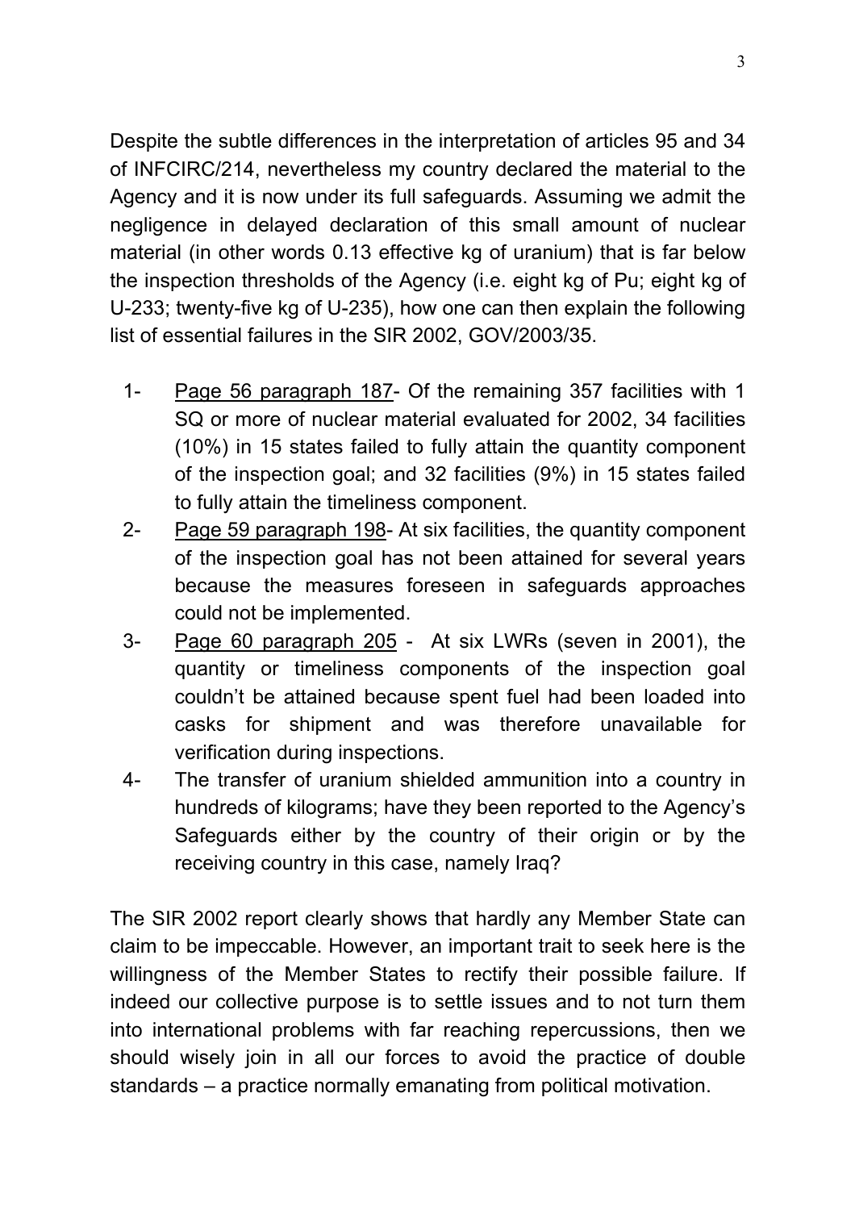Despite the subtle differences in the interpretation of articles 95 and 34 of INFCIRC/214, nevertheless my country declared the material to the Agency and it is now under its full safeguards. Assuming we admit the negligence in delayed declaration of this small amount of nuclear material (in other words 0.13 effective kg of uranium) that is far below the inspection thresholds of the Agency (i.e. eight kg of Pu; eight kg of U-233; twenty-five kg of U-235), how one can then explain the following list of essential failures in the SIR 2002, GOV/2003/35.

1- Page 56 paragraph 187- Of the remaining 357 facilities with 1 SQ or more of nuclear material evaluated for 2002, 34 facilities (10%) in 15 states failed to fully attain the quantity component of the inspection goal; and 32 facilities (9%) in 15 states failed to fully attain the timeliness component.
2- Page 59 paragraph 198- At six facilities, the quantity component of the inspection goal has not been attained for several years because the measures foreseen in safeguards approaches could not be implemented.
3- Page 60 paragraph 205 - At six LWRs (seven in 2001), the quantity or timeliness components of the inspection goal couldn't be attained because spent fuel had been loaded into casks for shipment and was therefore unavailable for verification during inspections.
4- The transfer of uranium shielded ammunition into a country in hundreds of kilograms; have they been reported to the Agency's Safeguards either by the country of their origin or by the receiving country in this case, namely Iraq?

The SIR 2002 report clearly shows that hardly any Member State can claim to be impeccable. However, an important trait to seek here is the willingness of the Member States to rectify their possible failure. If indeed our collective purpose is to settle issues and to not turn them into international problems with far reaching repercussions, then we should wisely join in all our forces to avoid the practice of double standards – a practice normally emanating from political motivation.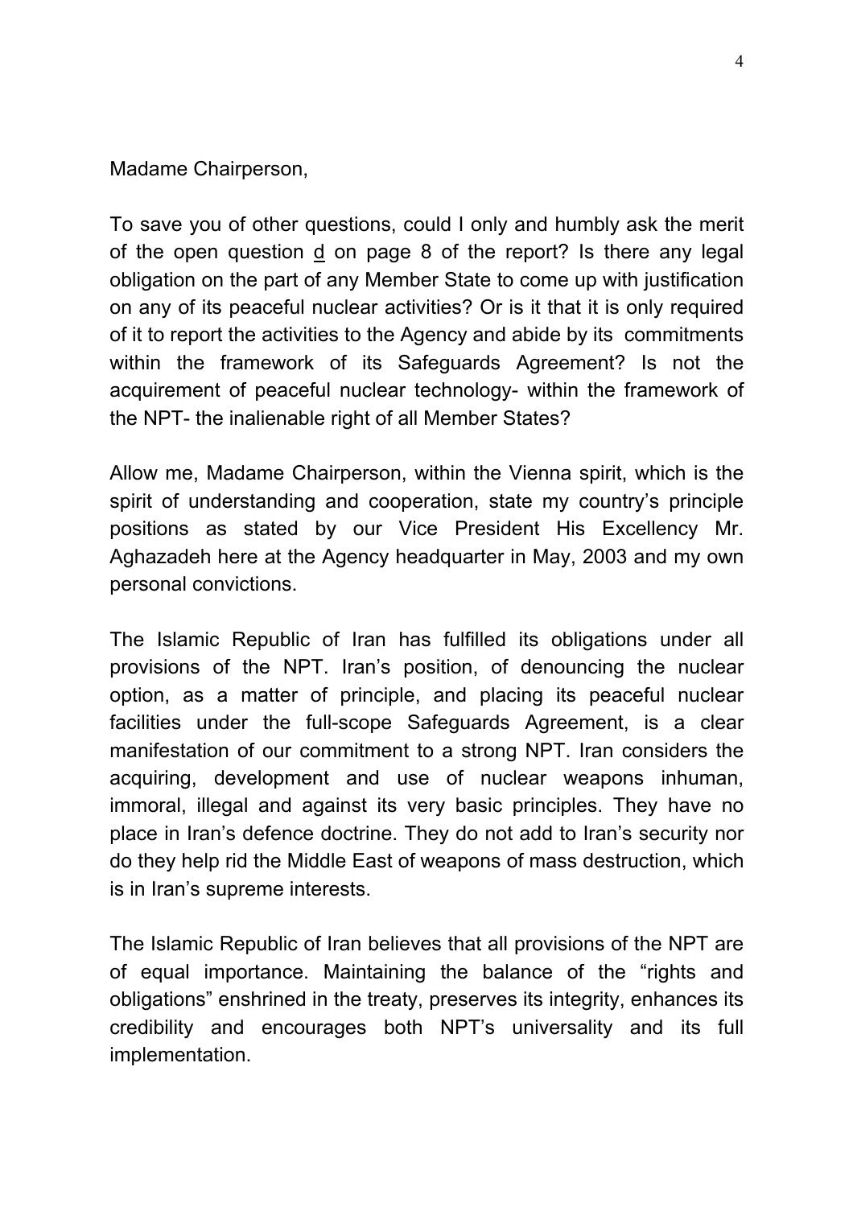Madame Chairperson,

To save you of other questions, could I only and humbly ask the merit of the open question <u>d</u> on page 8 of the report? Is there any legal obligation on the part of any Member State to come up with justification on any of its peaceful nuclear activities? Or is it that it is only required of it to report the activities to the Agency and abide by its commitments within the framework of its Safeguards Agreement? Is not the acquirement of peaceful nuclear technology- within the framework of the NPT- the inalienable right of all Member States?

Allow me, Madame Chairperson, within the Vienna spirit, which is the spirit of understanding and cooperation, state my country's principle positions as stated by our Vice President His Excellency Mr. Aghazadeh here at the Agency headquarter in May, 2003 and my own personal convictions.

The Islamic Republic of Iran has fulfilled its obligations under all provisions of the NPT. Iran's position, of denouncing the nuclear option, as a matter of principle, and placing its peaceful nuclear facilities under the full-scope Safeguards Agreement, is a clear manifestation of our commitment to a strong NPT. Iran considers the acquiring, development and use of nuclear weapons inhuman, immoral, illegal and against its very basic principles. They have no place in Iran's defence doctrine. They do not add to Iran's security nor do they help rid the Middle East of weapons of mass destruction, which is in Iran's supreme interests.

The Islamic Republic of Iran believes that all provisions of the NPT are of equal importance. Maintaining the balance of the "rights and obligations" enshrined in the treaty, preserves its integrity, enhances its credibility and encourages both NPT's universality and its full implementation.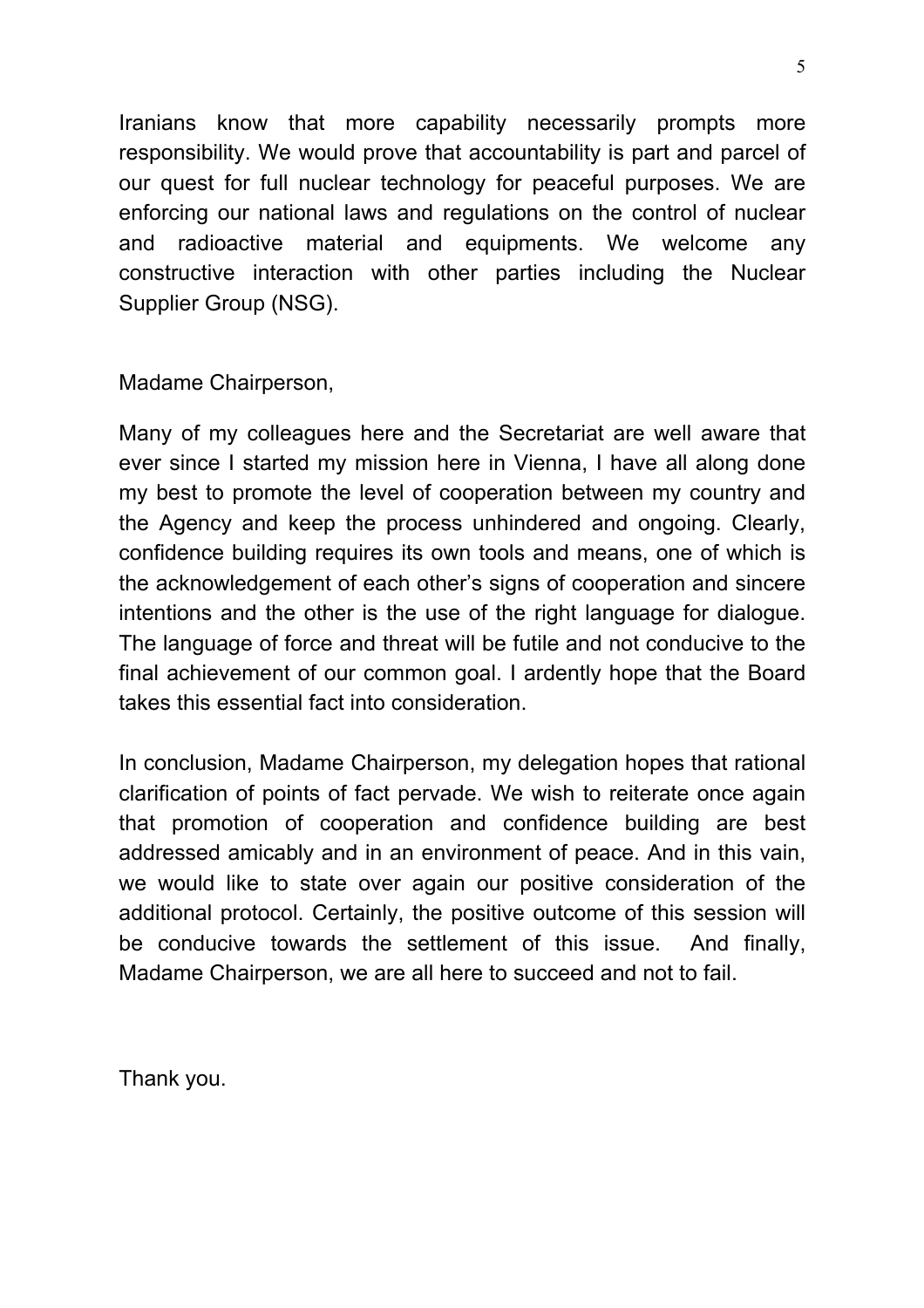Iranians know that more capability necessarily prompts more responsibility. We would prove that accountability is part and parcel of our quest for full nuclear technology for peaceful purposes. We are enforcing our national laws and regulations on the control of nuclear and radioactive material and equipments. We welcome any constructive interaction with other parties including the Nuclear Supplier Group (NSG).

Madame Chairperson,

Many of my colleagues here and the Secretariat are well aware that ever since I started my mission here in Vienna, I have all along done my best to promote the level of cooperation between my country and the Agency and keep the process unhindered and ongoing. Clearly, confidence building requires its own tools and means, one of which is the acknowledgement of each other's signs of cooperation and sincere intentions and the other is the use of the right language for dialogue. The language of force and threat will be futile and not conducive to the final achievement of our common goal. I ardently hope that the Board takes this essential fact into consideration.

In conclusion, Madame Chairperson, my delegation hopes that rational clarification of points of fact pervade. We wish to reiterate once again that promotion of cooperation and confidence building are best addressed amicably and in an environment of peace. And in this vain, we would like to state over again our positive consideration of the additional protocol. Certainly, the positive outcome of this session will be conducive towards the settlement of this issue. And finally, Madame Chairperson, we are all here to succeed and not to fail.

Thank you.